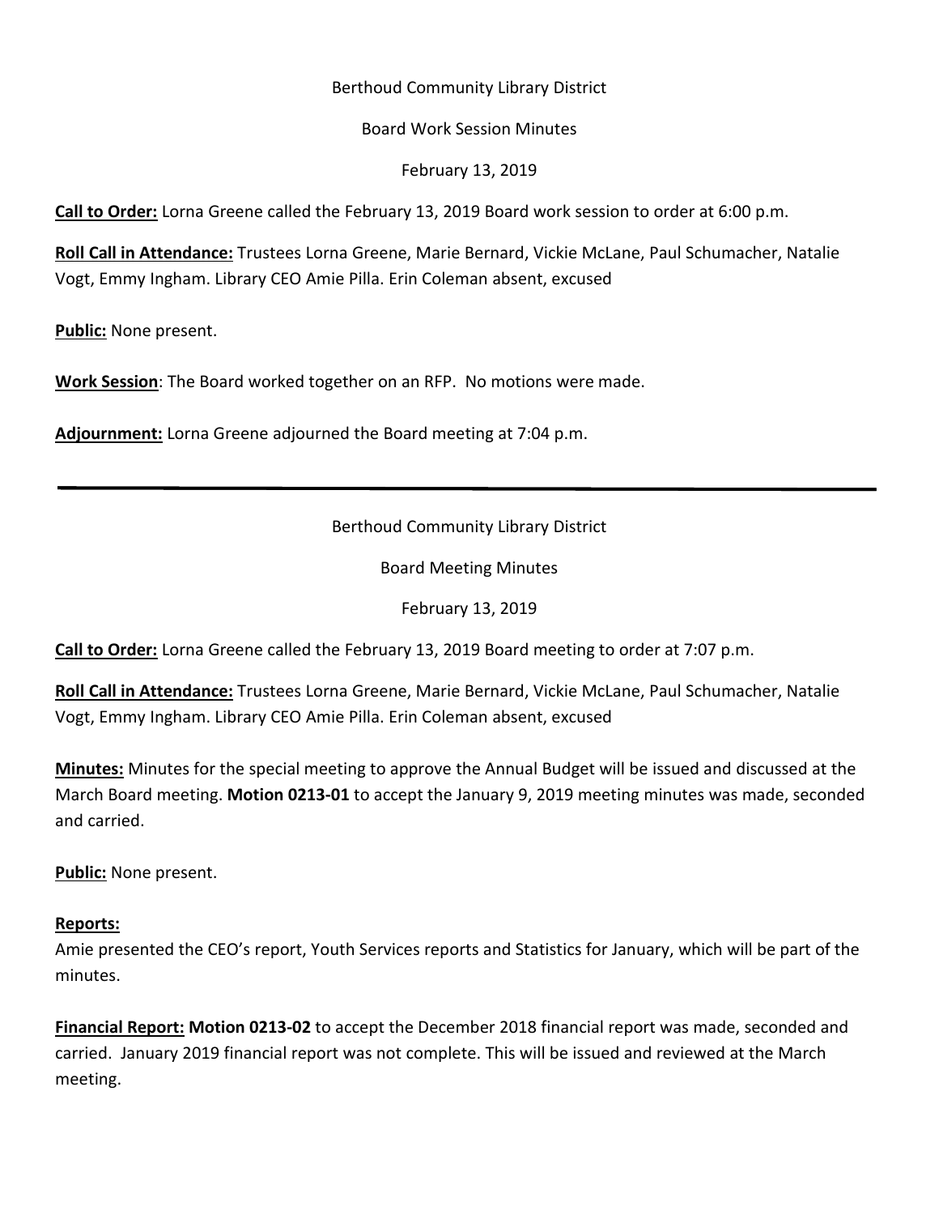Berthoud Community Library District

Board Work Session Minutes

February 13, 2019

**Call to Order:** Lorna Greene called the February 13, 2019 Board work session to order at 6:00 p.m.

**Roll Call in Attendance:** Trustees Lorna Greene, Marie Bernard, Vickie McLane, Paul Schumacher, Natalie Vogt, Emmy Ingham. Library CEO Amie Pilla. Erin Coleman absent, excused

**Public:** None present.

**Work Session**: The Board worked together on an RFP. No motions were made.

**Adjournment:** Lorna Greene adjourned the Board meeting at 7:04 p.m.

---

Berthoud Community Library District

Board Meeting Minutes

February 13, 2019

**Call to Order:** Lorna Greene called the February 13, 2019 Board meeting to order at 7:07 p.m.

**Roll Call in Attendance:** Trustees Lorna Greene, Marie Bernard, Vickie McLane, Paul Schumacher, Natalie Vogt, Emmy Ingham. Library CEO Amie Pilla. Erin Coleman absent, excused

**Minutes:** Minutes for the special meeting to approve the Annual Budget will be issued and discussed at the March Board meeting. **Motion 0213-01** to accept the January 9, 2019 meeting minutes was made, seconded and carried.

**Public:** None present.

**Reports:**

Amie presented the CEO's report, Youth Services reports and Statistics for January, which will be part of the minutes.

**Financial Report: Motion 0213-02** to accept the December 2018 financial report was made, seconded and carried. January 2019 financial report was not complete. This will be issued and reviewed at the March meeting.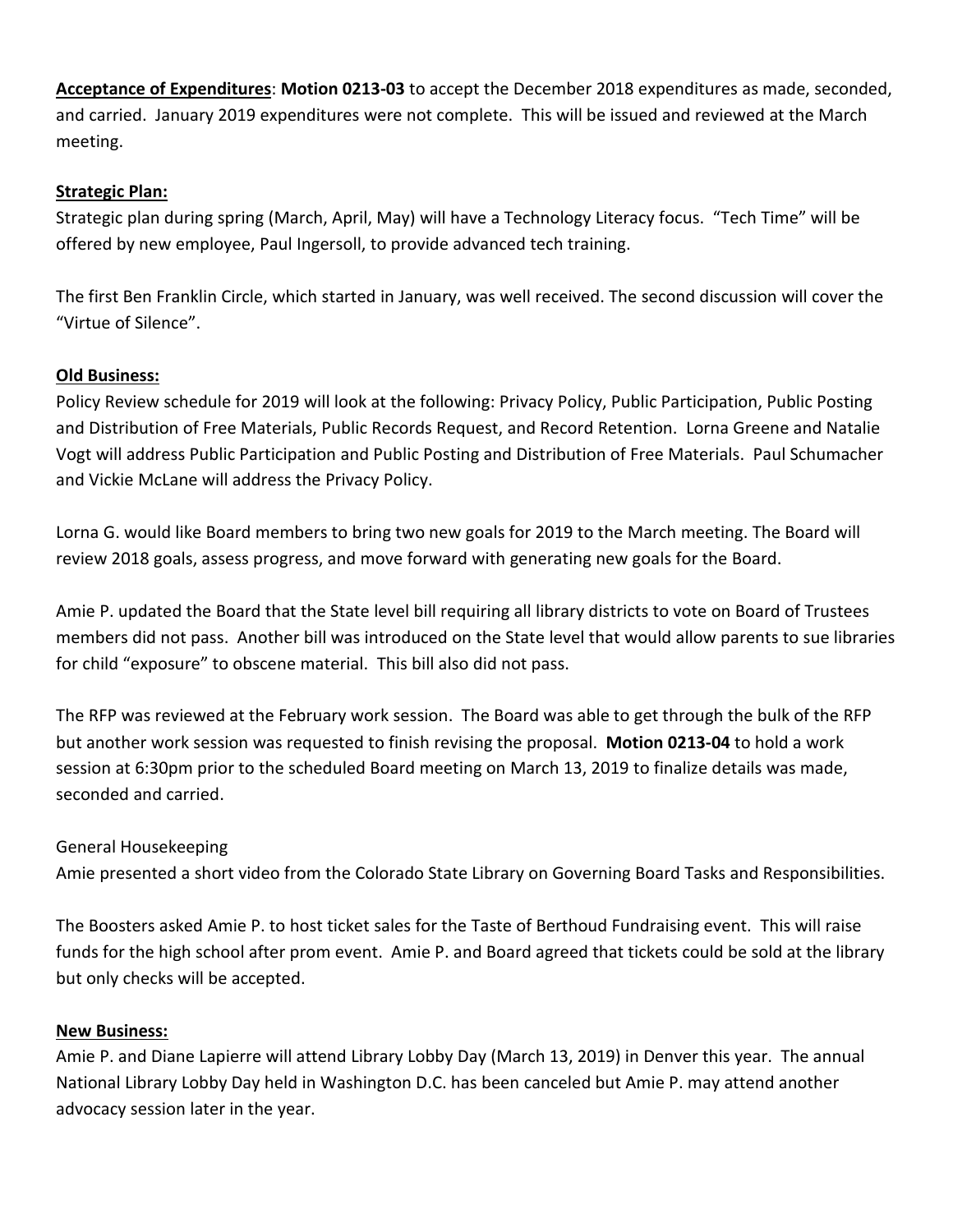**<u>Acceptance of Expenditures</u>**: **Motion 0213-03** to accept the December 2018 expenditures as made, seconded, and carried. January 2019 expenditures were not complete. This will be issued and reviewed at the March meeting.

**<u>Strategic Plan:</u>**

Strategic plan during spring (March, April, May) will have a Technology Literacy focus. "Tech Time" will be offered by new employee, Paul Ingersoll, to provide advanced tech training.

The first Ben Franklin Circle, which started in January, was well received. The second discussion will cover the "Virtue of Silence".

**<u>Old Business:</u>**

Policy Review schedule for 2019 will look at the following: Privacy Policy, Public Participation, Public Posting and Distribution of Free Materials, Public Records Request, and Record Retention. Lorna Greene and Natalie Vogt will address Public Participation and Public Posting and Distribution of Free Materials. Paul Schumacher and Vickie McLane will address the Privacy Policy.

Lorna G. would like Board members to bring two new goals for 2019 to the March meeting. The Board will review 2018 goals, assess progress, and move forward with generating new goals for the Board.

Amie P. updated the Board that the State level bill requiring all library districts to vote on Board of Trustees members did not pass. Another bill was introduced on the State level that would allow parents to sue libraries for child "exposure" to obscene material. This bill also did not pass.

The RFP was reviewed at the February work session. The Board was able to get through the bulk of the RFP but another work session was requested to finish revising the proposal. **Motion 0213-04** to hold a work session at 6:30pm prior to the scheduled Board meeting on March 13, 2019 to finalize details was made, seconded and carried.

General Housekeeping

Amie presented a short video from the Colorado State Library on Governing Board Tasks and Responsibilities.

The Boosters asked Amie P. to host ticket sales for the Taste of Berthoud Fundraising event. This will raise funds for the high school after prom event. Amie P. and Board agreed that tickets could be sold at the library but only checks will be accepted.

**<u>New Business:</u>**

Amie P. and Diane Lapierre will attend Library Lobby Day (March 13, 2019) in Denver this year. The annual National Library Lobby Day held in Washington D.C. has been canceled but Amie P. may attend another advocacy session later in the year.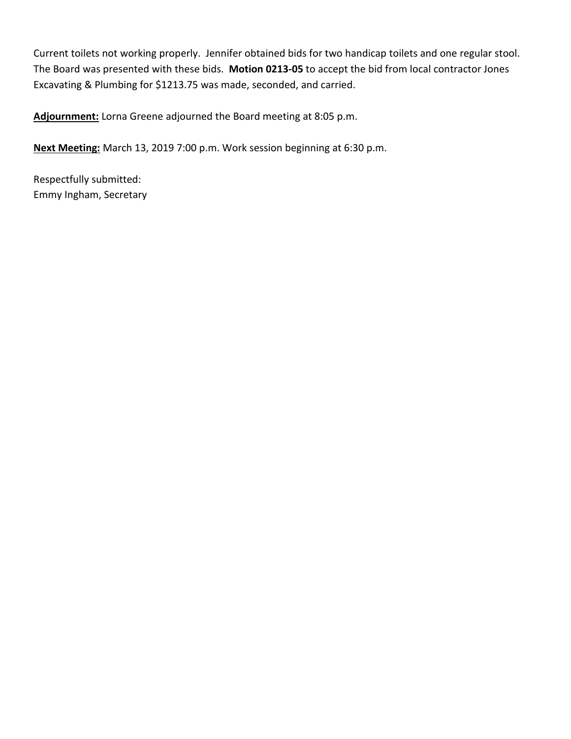Current toilets not working properly. Jennifer obtained bids for two handicap toilets and one regular stool. The Board was presented with these bids. **Motion 0213-05** to accept the bid from local contractor Jones Excavating & Plumbing for $1213.75 was made, seconded, and carried.

**Adjournment:** Lorna Greene adjourned the Board meeting at 8:05 p.m.

**Next Meeting:** March 13, 2019 7:00 p.m. Work session beginning at 6:30 p.m.

Respectfully submitted:
Emmy Ingham, Secretary